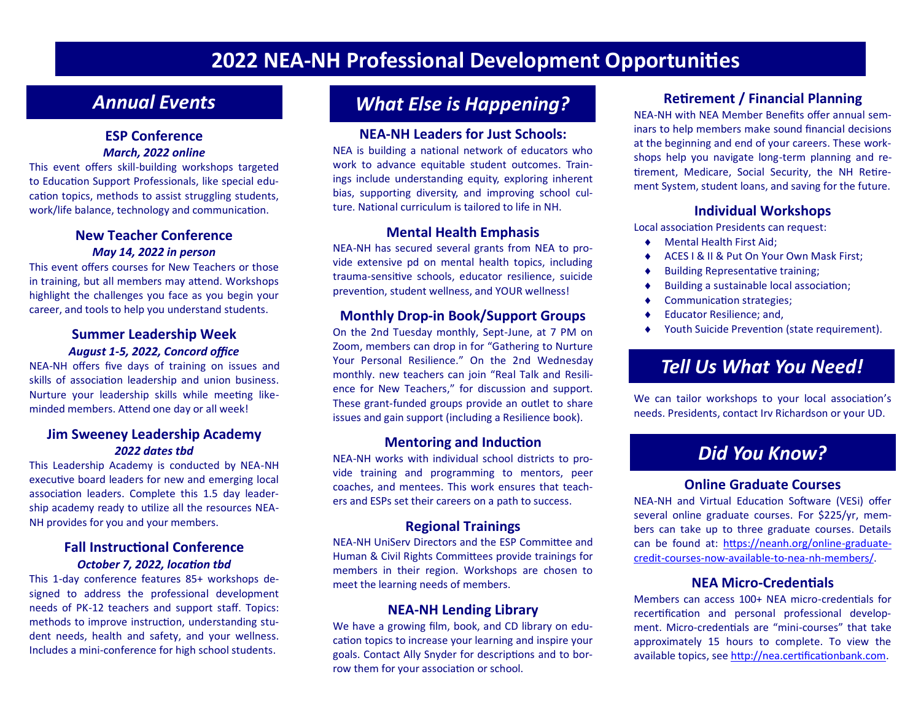# 2022 NEA-NH Professional Development Opportunities

## Annual Events

### ESP Conference

***March, 2022 online***

This event offers skill-building workshops targeted to Education Support Professionals, like special education topics, methods to assist struggling students, work/life balance, technology and communication.

### New Teacher Conference

***May 14, 2022 in person***

This event offers courses for New Teachers or those in training, but all members may attend. Workshops highlight the challenges you face as you begin your career, and tools to help you understand students.

### Summer Leadership Week

***August 1-5, 2022, Concord office***

NEA-NH offers five days of training on issues and skills of association leadership and union business. Nurture your leadership skills while meeting like-minded members. Attend one day or all week!

### Jim Sweeney Leadership Academy

***2022 dates tbd***

This Leadership Academy is conducted by NEA-NH executive board leaders for new and emerging local association leaders. Complete this 1.5 day leadership academy ready to utilize all the resources NEA-NH provides for you and your members.

### Fall Instructional Conference

***October 7, 2022, location tbd***

This 1-day conference features 85+ workshops designed to address the professional development needs of PK-12 teachers and support staff. Topics: methods to improve instruction, understanding student needs, health and safety, and your wellness. Includes a mini-conference for high school students.

## What Else is Happening?

### NEA-NH Leaders for Just Schools:

NEA is building a national network of educators who work to advance equitable student outcomes. Trainings include understanding equity, exploring inherent bias, supporting diversity, and improving school culture. National curriculum is tailored to life in NH.

### Mental Health Emphasis

NEA-NH has secured several grants from NEA to provide extensive pd on mental health topics, including trauma-sensitive schools, educator resilience, suicide prevention, student wellness, and YOUR wellness!

### Monthly Drop-in Book/Support Groups

On the 2nd Tuesday monthly, Sept-June, at 7 PM on Zoom, members can drop in for "Gathering to Nurture Your Personal Resilience." On the 2nd Wednesday monthly. new teachers can join "Real Talk and Resilience for New Teachers," for discussion and support. These grant-funded groups provide an outlet to share issues and gain support (including a Resilience book).

### Mentoring and Induction

NEA-NH works with individual school districts to provide training and programming to mentors, peer coaches, and mentees. This work ensures that teachers and ESPs set their careers on a path to success.

### Regional Trainings

NEA-NH UniServ Directors and the ESP Committee and Human & Civil Rights Committees provide trainings for members in their region. Workshops are chosen to meet the learning needs of members.

### NEA-NH Lending Library

We have a growing film, book, and CD library on education topics to increase your learning and inspire your goals. Contact Ally Snyder for descriptions and to borrow them for your association or school.

### Retirement / Financial Planning

NEA-NH with NEA Member Benefits offer annual seminars to help members make sound financial decisions at the beginning and end of your careers. These workshops help you navigate long-term planning and retirement, Medicare, Social Security, the NH Retirement System, student loans, and saving for the future.

### Individual Workshops

Local association Presidents can request:

- Mental Health First Aid;
- ACES I & II & Put On Your Own Mask First;
- Building Representative training;
- Building a sustainable local association;
- Communication strategies;
- Educator Resilience; and,
- Youth Suicide Prevention (state requirement).

## Tell Us What You Need!

We can tailor workshops to your local association's needs. Presidents, contact Irv Richardson or your UD.

## Did You Know?

### Online Graduate Courses

NEA-NH and Virtual Education Software (VESi) offer several online graduate courses. For $225/yr, members can take up to three graduate courses. Details can be found at: https://neanh.org/online-graduate-credit-courses-now-available-to-nea-nh-members/.

### NEA Micro-Credentials

Members can access 100+ NEA micro-credentials for recertification and personal professional development. Micro-credentials are "mini-courses" that take approximately 15 hours to complete. To view the available topics, see http://nea.certificationbank.com.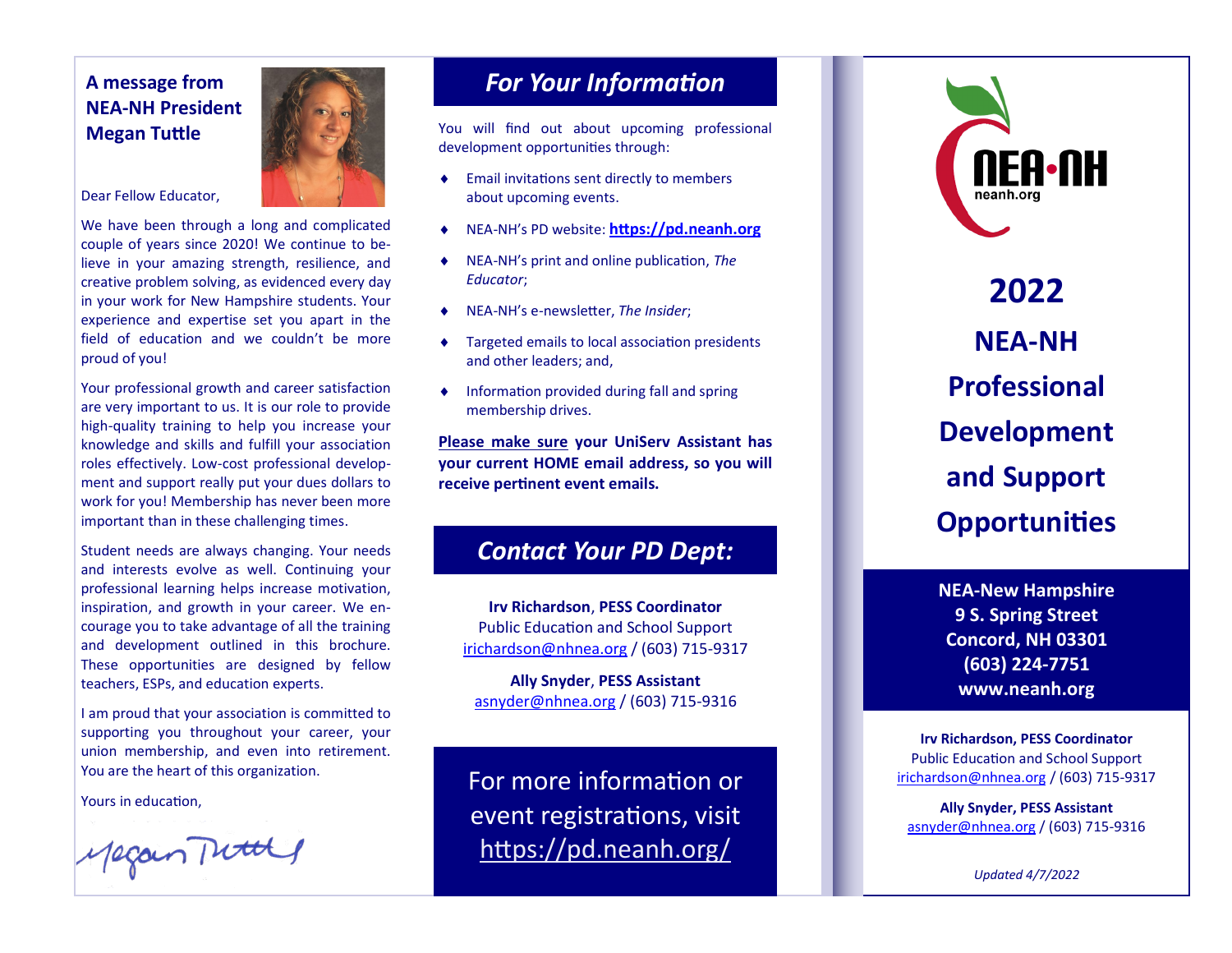### A message from NEA-NH President Megan Tuttle

Dear Fellow Educator,

We have been through a long and complicated couple of years since 2020! We continue to believe in your amazing strength, resilience, and creative problem solving, as evidenced every day in your work for New Hampshire students. Your experience and expertise set you apart in the field of education and we couldn't be more proud of you!

Your professional growth and career satisfaction are very important to us. It is our role to provide high-quality training to help you increase your knowledge and skills and fulfill your association roles effectively. Low-cost professional development and support really put your dues dollars to work for you! Membership has never been more important than in these challenging times.

Student needs are always changing. Your needs and interests evolve as well. Continuing your professional learning helps increase motivation, inspiration, and growth in your career. We encourage you to take advantage of all the training and development outlined in this brochure. These opportunities are designed by fellow teachers, ESPs, and education experts.

I am proud that your association is committed to supporting you throughout your career, your union membership, and even into retirement. You are the heart of this organization.

Yours in education,

Megan Tuttle

## *For Your Information*

You will find out about upcoming professional development opportunities through:

- Email invitations sent directly to members about upcoming events.
- NEA-NH's PD website: **https://pd.neanh.org**
- NEA-NH's print and online publication, *The Educator*;
- NEA-NH's e-newsletter, *The Insider*;
- Targeted emails to local association presidents and other leaders; and,
- Information provided during fall and spring membership drives.

**Please make sure your UniServ Assistant has your current HOME email address, so you will receive pertinent event emails.**

## *Contact Your PD Dept:*

**Irv Richardson**, **PESS Coordinator**
Public Education and School Support
irichardson@nhnea.org / (603) 715-9317

**Ally Snyder**, **PESS Assistant**
asnyder@nhnea.org / (603) 715-9316

For more information or event registrations, visit https://pd.neanh.org/

NEA·NH
neanh.org

# 2022 NEA-NH Professional Development and Support Opportunities

**NEA-New Hampshire**
**9 S. Spring Street**
**Concord, NH 03301**
**(603) 224-7751**
**www.neanh.org**

**Irv Richardson, PESS Coordinator**
Public Education and School Support
irichardson@nhnea.org / (603) 715-9317

**Ally Snyder, PESS Assistant**
asnyder@nhnea.org / (603) 715-9316

*Updated 4/7/2022*